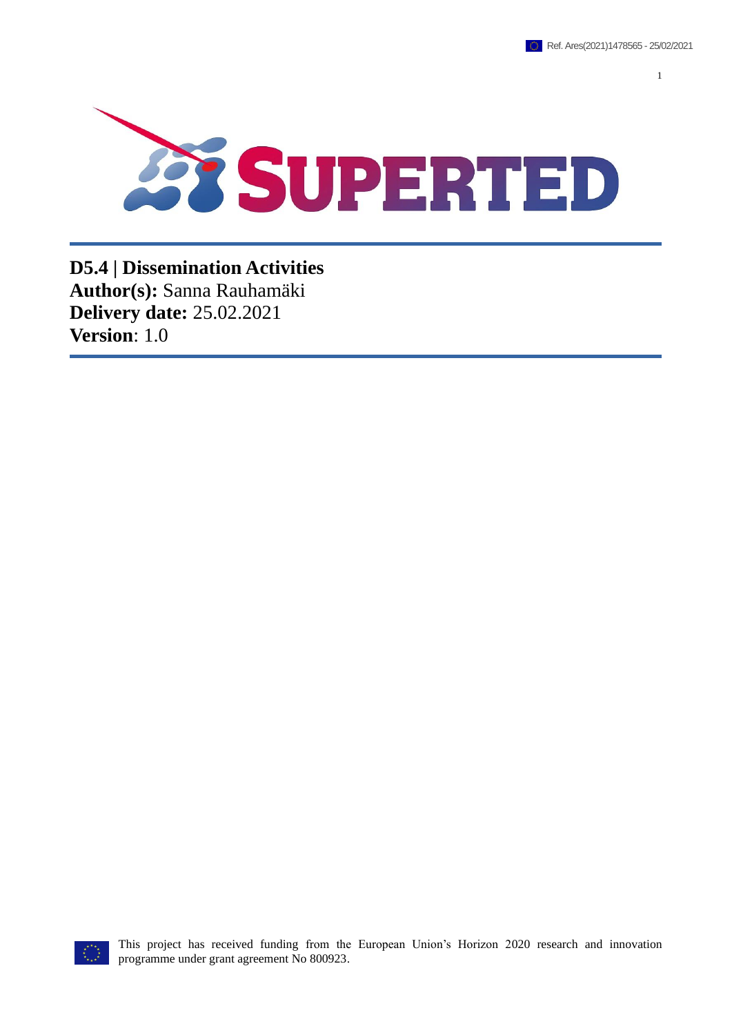Ref. Ares(2021)1478565 - 25/02/2021

# SUPERTED

**D5.4 | Dissemination Activities**
**Author(s):** Sanna Rauhamäki
**Delivery date:** 25.02.2021
**Version**: 1.0

This project has received funding from the European Union's Horizon 2020 research and innovation programme under grant agreement No 800923.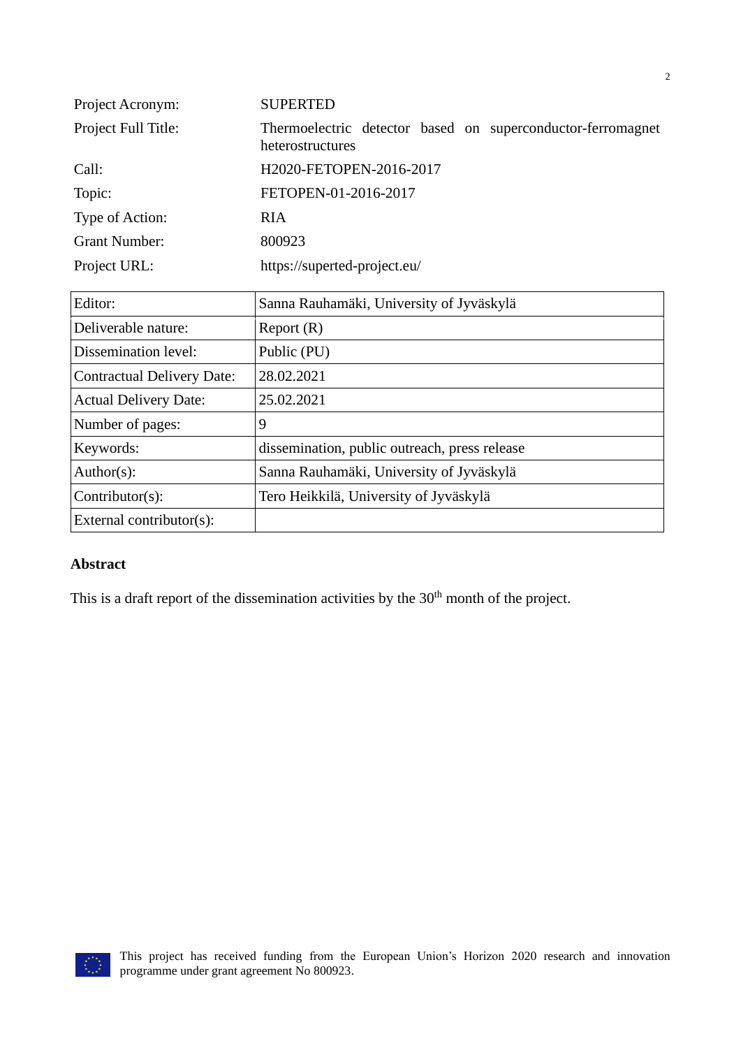| | |
|---|---|
| Project Acronym: | SUPERTED |
| Project Full Title: | Thermoelectric detector based on superconductor-ferromagnet heterostructures |
| Call: | H2020-FETOPEN-2016-2017 |
| Topic: | FETOPEN-01-2016-2017 |
| Type of Action: | RIA |
| Grant Number: | 800923 |
| Project URL: | https://superted-project.eu/ |

| | |
|---|---|
| Editor: | Sanna Rauhamäki, University of Jyväskylä |
| Deliverable nature: | Report (R) |
| Dissemination level: | Public (PU) |
| Contractual Delivery Date: | 28.02.2021 |
| Actual Delivery Date: | 25.02.2021 |
| Number of pages: | 9 |
| Keywords: | dissemination, public outreach, press release |
| Author(s): | Sanna Rauhamäki, University of Jyväskylä |
| Contributor(s): | Tero Heikkilä, University of Jyväskylä |
| External contributor(s): | |

**Abstract**

This is a draft report of the dissemination activities by the 30th month of the project.

This project has received funding from the European Union's Horizon 2020 research and innovation programme under grant agreement No 800923.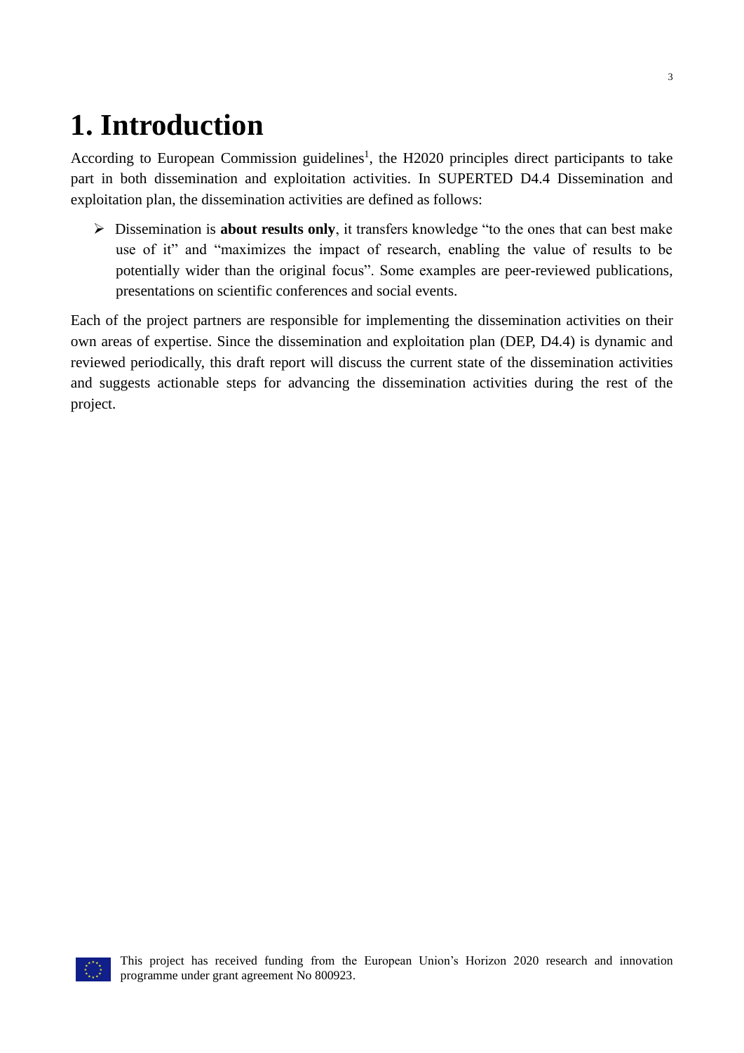# 1. Introduction

According to European Commission guidelines[1], the H2020 principles direct participants to take part in both dissemination and exploitation activities. In SUPERTED D4.4 Dissemination and exploitation plan, the dissemination activities are defined as follows:

- Dissemination is **about results only**, it transfers knowledge "to the ones that can best make use of it" and "maximizes the impact of research, enabling the value of results to be potentially wider than the original focus". Some examples are peer-reviewed publications, presentations on scientific conferences and social events.

Each of the project partners are responsible for implementing the dissemination activities on their own areas of expertise. Since the dissemination and exploitation plan (DEP, D4.4) is dynamic and reviewed periodically, this draft report will discuss the current state of the dissemination activities and suggests actionable steps for advancing the dissemination activities during the rest of the project.

This project has received funding from the European Union's Horizon 2020 research and innovation programme under grant agreement No 800923.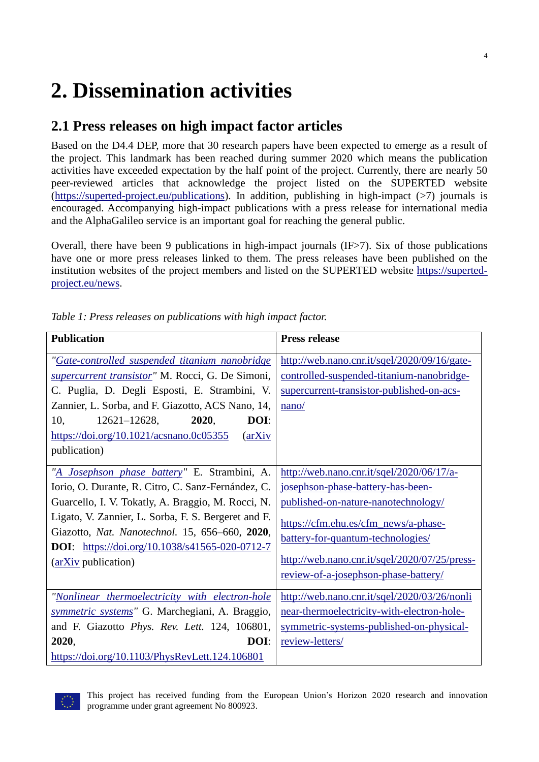# 2. Dissemination activities

## 2.1 Press releases on high impact factor articles

Based on the D4.4 DEP, more that 30 research papers have been expected to emerge as a result of the project. This landmark has been reached during summer 2020 which means the publication activities have exceeded expectation by the half point of the project. Currently, there are nearly 50 peer-reviewed articles that acknowledge the project listed on the SUPERTED website (https://superted-project.eu/publications). In addition, publishing in high-impact (>7) journals is encouraged. Accompanying high-impact publications with a press release for international media and the AlphaGalileo service is an important goal for reaching the general public.

Overall, there have been 9 publications in high-impact journals (IF>7). Six of those publications have one or more press releases linked to them. The press releases have been published on the institution websites of the project members and listed on the SUPERTED website https://superted-project.eu/news.

*Table 1: Press releases on publications with high impact factor.*

| Publication | Press release |
|---|---|
| *"Gate-controlled suspended titanium nanobridge supercurrent transistor"* M. Rocci, G. De Simoni, C. Puglia, D. Degli Esposti, E. Strambini, V. Zannier, L. Sorba, and F. Giazotto, ACS Nano, 14, 10, 12621–12628, **2020**, **DOI**: https://doi.org/10.1021/acsnano.0c05355 (arXiv publication) | http://web.nano.cnr.it/sqel/2020/09/16/gate-controlled-suspended-titanium-nanobridge-supercurrent-transistor-published-on-acs-nano/ |
| *"A Josephson phase battery"* E. Strambini, A. Iorio, O. Durante, R. Citro, C. Sanz-Fernández, C. Guarcello, I. V. Tokatly, A. Braggio, M. Rocci, N. Ligato, V. Zannier, L. Sorba, F. S. Bergeret and F. Giazotto, *Nat. Nanotechnol.* 15, 656–660, **2020**, **DOI**: https://doi.org/10.1038/s41565-020-0712-7 (arXiv publication) | http://web.nano.cnr.it/sqel/2020/06/17/a-josephson-phase-battery-has-been-published-on-nature-nanotechnology/ <br> https://cfm.ehu.es/cfm_news/a-phase-battery-for-quantum-technologies/ <br> http://web.nano.cnr.it/sqel/2020/07/25/press-review-of-a-josephson-phase-battery/ |
| *"Nonlinear thermoelectricity with electron-hole symmetric systems"* G. Marchegiani, A. Braggio, and F. Giazotto *Phys. Rev. Lett.* 124, 106801, **2020**, **DOI**: https://doi.org/10.1103/PhysRevLett.124.106801 | http://web.nano.cnr.it/sqel/2020/03/26/nonlinear-thermoelectricity-with-electron-hole-symmetric-systems-published-on-physical-review-letters/ |

This project has received funding from the European Union's Horizon 2020 research and innovation programme under grant agreement No 800923.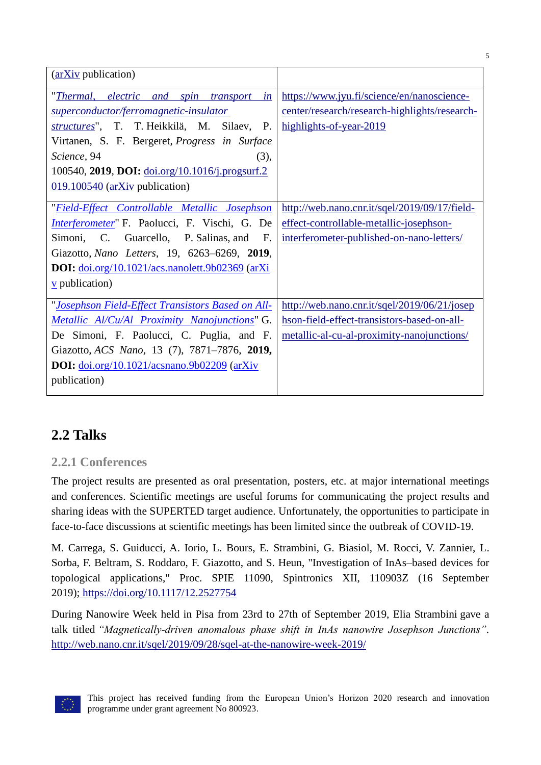| | |
|---|---|
| (arXiv publication) | |
| "*Thermal, electric and spin transport in superconductor/ferromagnetic-insulator structures*", T. T. Heikkilä, M. Silaev, P. Virtanen, S. F. Bergeret, *Progress in Surface Science*, 94 (3), 100540, **2019**, **DOI:** doi.org/10.1016/j.progsurf.2019.100540 (arXiv publication) | https://www.jyu.fi/science/en/nanoscience-center/research/research-highlights/research-highlights-of-year-2019 |
| "*Field-Effect Controllable Metallic Josephson Interferometer*" F. Paolucci, F. Vischi, G. De Simoni, C. Guarcello, P. Salinas, and F. Giazotto, *Nano Letters*, 19, 6263–6269, **2019**, **DOI:** doi.org/10.1021/acs.nanolett.9b02369 (arXiv publication) | http://web.nano.cnr.it/sqel/2019/09/17/field-effect-controllable-metallic-josephson-interferometer-published-on-nano-letters/ |
| "*Josephson Field-Effect Transistors Based on All-Metallic Al/Cu/Al Proximity Nanojunctions*" G. De Simoni, F. Paolucci, C. Puglia, and F. Giazotto, *ACS Nano*, 13 (7), 7871–7876, **2019**, **DOI:** doi.org/10.1021/acsnano.9b02209 (arXiv publication) | http://web.nano.cnr.it/sqel/2019/06/21/josephson-field-effect-transistors-based-on-all-metallic-al-cu-al-proximity-nanojunctions/ |

## 2.2 Talks

### 2.2.1 Conferences

The project results are presented as oral presentation, posters, etc. at major international meetings and conferences. Scientific meetings are useful forums for communicating the project results and sharing ideas with the SUPERTED target audience. Unfortunately, the opportunities to participate in face-to-face discussions at scientific meetings has been limited since the outbreak of COVID-19.

M. Carrega, S. Guiducci, A. Iorio, L. Bours, E. Strambini, G. Biasiol, M. Rocci, V. Zannier, L. Sorba, F. Beltram, S. Roddaro, F. Giazotto, and S. Heun, "Investigation of InAs–based devices for topological applications," Proc. SPIE 11090, Spintronics XII, 110903Z (16 September 2019); https://doi.org/10.1117/12.2527754

During Nanowire Week held in Pisa from 23rd to 27th of September 2019, Elia Strambini gave a talk titled *"Magnetically-driven anomalous phase shift in InAs nanowire Josephson Junctions"*. http://web.nano.cnr.it/sqel/2019/09/28/sqel-at-the-nanowire-week-2019/

This project has received funding from the European Union's Horizon 2020 research and innovation programme under grant agreement No 800923.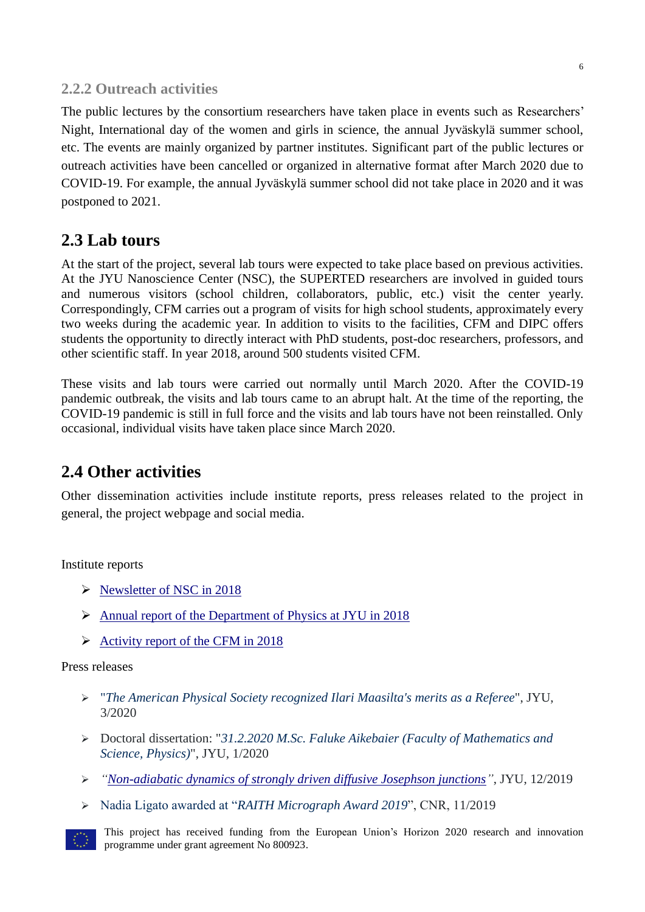### 2.2.2 Outreach activities

The public lectures by the consortium researchers have taken place in events such as Researchers' Night, International day of the women and girls in science, the annual Jyväskylä summer school, etc. The events are mainly organized by partner institutes. Significant part of the public lectures or outreach activities have been cancelled or organized in alternative format after March 2020 due to COVID-19. For example, the annual Jyväskylä summer school did not take place in 2020 and it was postponed to 2021.

## 2.3 Lab tours

At the start of the project, several lab tours were expected to take place based on previous activities. At the JYU Nanoscience Center (NSC), the SUPERTED researchers are involved in guided tours and numerous visitors (school children, collaborators, public, etc.) visit the center yearly. Correspondingly, CFM carries out a program of visits for high school students, approximately every two weeks during the academic year. In addition to visits to the facilities, CFM and DIPC offers students the opportunity to directly interact with PhD students, post-doc researchers, professors, and other scientific staff. In year 2018, around 500 students visited CFM.

These visits and lab tours were carried out normally until March 2020. After the COVID-19 pandemic outbreak, the visits and lab tours came to an abrupt halt. At the time of the reporting, the COVID-19 pandemic is still in full force and the visits and lab tours have not been reinstalled. Only occasional, individual visits have taken place since March 2020.

## 2.4 Other activities

Other dissemination activities include institute reports, press releases related to the project in general, the project webpage and social media.

Institute reports

- Newsletter of NSC in 2018
- Annual report of the Department of Physics at JYU in 2018
- Activity report of the CFM in 2018

Press releases

- "*The American Physical Society recognized Ilari Maasilta's merits as a Referee*", JYU, 3/2020
- Doctoral dissertation: "*31.2.2020 M.Sc. Faluke Aikebaier (Faculty of Mathematics and Science, Physics)*", JYU, 1/2020
- *"Non-adiabatic dynamics of strongly driven diffusive Josephson junctions"*, JYU, 12/2019
- Nadia Ligato awarded at "*RAITH Micrograph Award 2019*", CNR, 11/2019

This project has received funding from the European Union's Horizon 2020 research and innovation programme under grant agreement No 800923.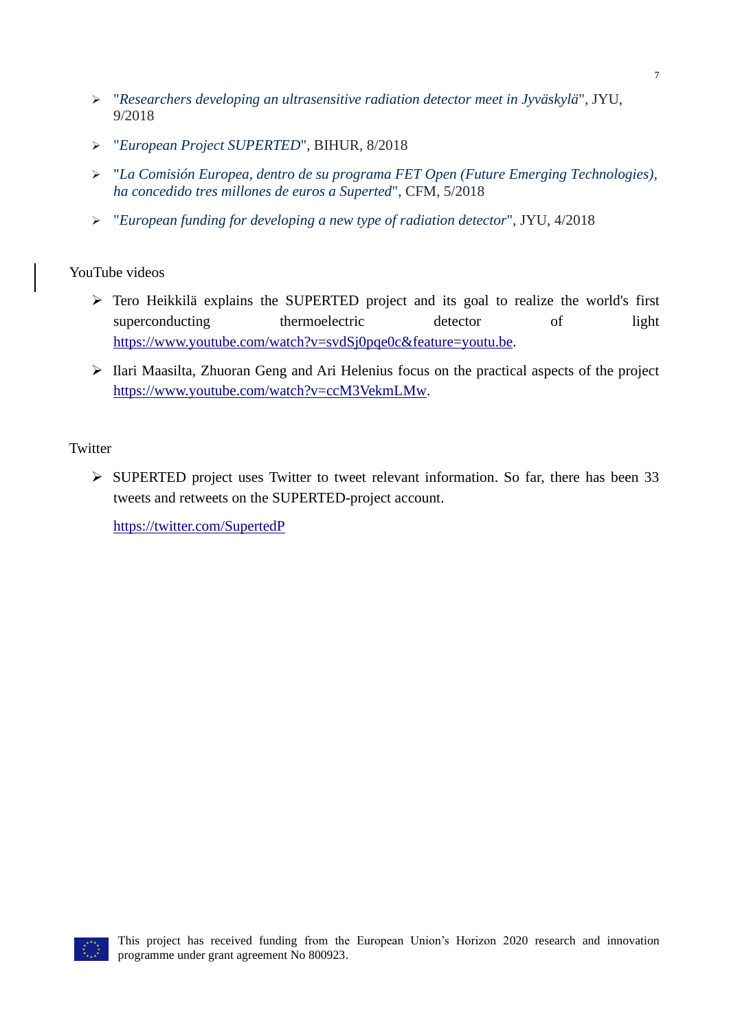- "*Researchers developing an ultrasensitive radiation detector meet in Jyväskylä*", JYU, 9/2018
- "*European Project SUPERTED*", BIHUR, 8/2018
- "*La Comisión Europea, dentro de su programa FET Open (Future Emerging Technologies), ha concedido tres millones de euros a Superted*", CFM, 5/2018
- "*European funding for developing a new type of radiation detector*", JYU, 4/2018

YouTube videos

- Tero Heikkilä explains the SUPERTED project and its goal to realize the world's first superconducting thermoelectric detector of light https://www.youtube.com/watch?v=svdSj0pqe0c&feature=youtu.be.
- Ilari Maasilta, Zhuoran Geng and Ari Helenius focus on the practical aspects of the project https://www.youtube.com/watch?v=ccM3VekmLMw.

Twitter

- SUPERTED project uses Twitter to tweet relevant information. So far, there has been 33 tweets and retweets on the SUPERTED-project account.

  https://twitter.com/SupertedP

This project has received funding from the European Union's Horizon 2020 research and innovation programme under grant agreement No 800923.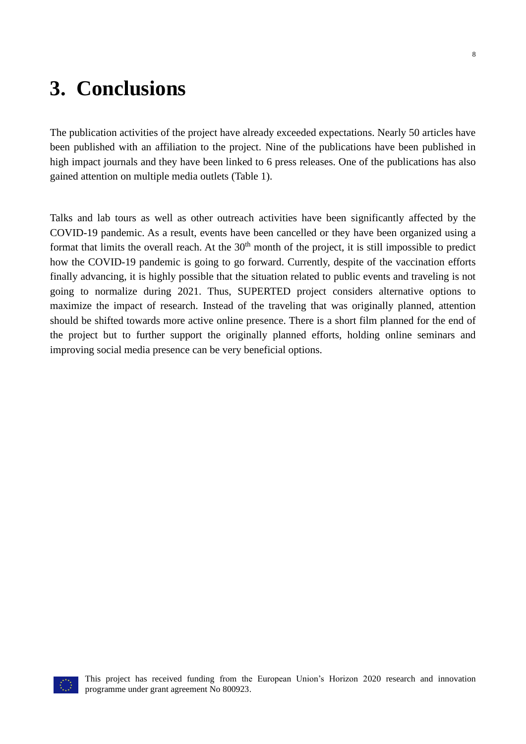# 3. Conclusions

The publication activities of the project have already exceeded expectations. Nearly 50 articles have been published with an affiliation to the project. Nine of the publications have been published in high impact journals and they have been linked to 6 press releases. One of the publications has also gained attention on multiple media outlets (Table 1).

Talks and lab tours as well as other outreach activities have been significantly affected by the COVID-19 pandemic. As a result, events have been cancelled or they have been organized using a format that limits the overall reach. At the 30th month of the project, it is still impossible to predict how the COVID-19 pandemic is going to go forward. Currently, despite of the vaccination efforts finally advancing, it is highly possible that the situation related to public events and traveling is not going to normalize during 2021. Thus, SUPERTED project considers alternative options to maximize the impact of research. Instead of the traveling that was originally planned, attention should be shifted towards more active online presence. There is a short film planned for the end of the project but to further support the originally planned efforts, holding online seminars and improving social media presence can be very beneficial options.

This project has received funding from the European Union's Horizon 2020 research and innovation programme under grant agreement No 800923.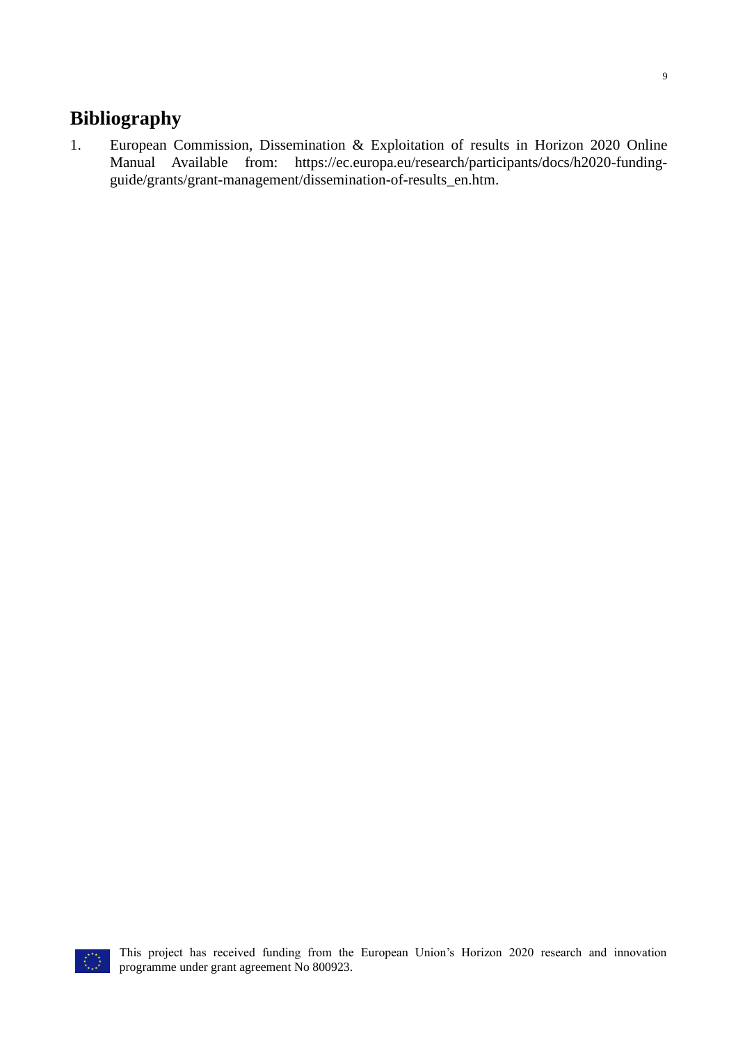# Bibliography

1. European Commission, Dissemination & Exploitation of results in Horizon 2020 Online Manual Available from: https://ec.europa.eu/research/participants/docs/h2020-funding-guide/grants/grant-management/dissemination-of-results_en.htm.